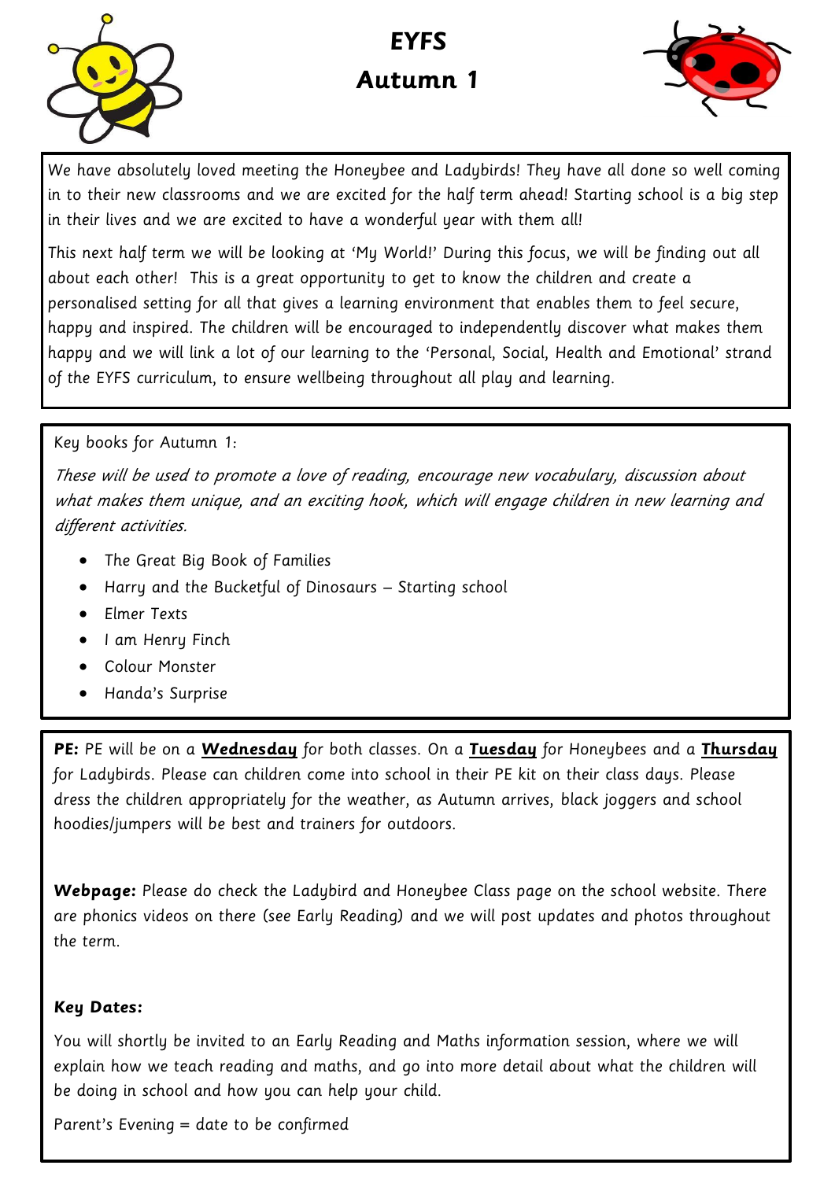# EYFS
# Autumn 1

We have absolutely loved meeting the Honeybee and Ladybirds! They have all done so well coming in to their new classrooms and we are excited for the half term ahead! Starting school is a big step in their lives and we are excited to have a wonderful year with them all!

This next half term we will be looking at 'My World!' During this focus, we will be finding out all about each other! This is a great opportunity to get to know the children and create a personalised setting for all that gives a learning environment that enables them to feel secure, happy and inspired. The children will be encouraged to independently discover what makes them happy and we will link a lot of our learning to the 'Personal, Social, Health and Emotional' strand of the EYFS curriculum, to ensure wellbeing throughout all play and learning.

Key books for Autumn 1:

*These will be used to promote a love of reading, encourage new vocabulary, discussion about what makes them unique, and an exciting hook, which will engage children in new learning and different activities.*

- The Great Big Book of Families
- Harry and the Bucketful of Dinosaurs – Starting school
- Elmer Texts
- I am Henry Finch
- Colour Monster
- Handa's Surprise

**PE:** PE will be on a **<u>Wednesday</u>** for both classes. On a **<u>Tuesday</u>** for Honeybees and a **<u>Thursday</u>** for Ladybirds. Please can children come into school in their PE kit on their class days. Please dress the children appropriately for the weather, as Autumn arrives, black joggers and school hoodies/jumpers will be best and trainers for outdoors.

***Webpage:*** Please do check the Ladybird and Honeybee Class page on the school website. There are phonics videos on there (see Early Reading) and we will post updates and photos throughout the term.

***Key Dates:***

You will shortly be invited to an Early Reading and Maths information session, where we will explain how we teach reading and maths, and go into more detail about what the children will be doing in school and how you can help your child.

Parent's Evening = date to be confirmed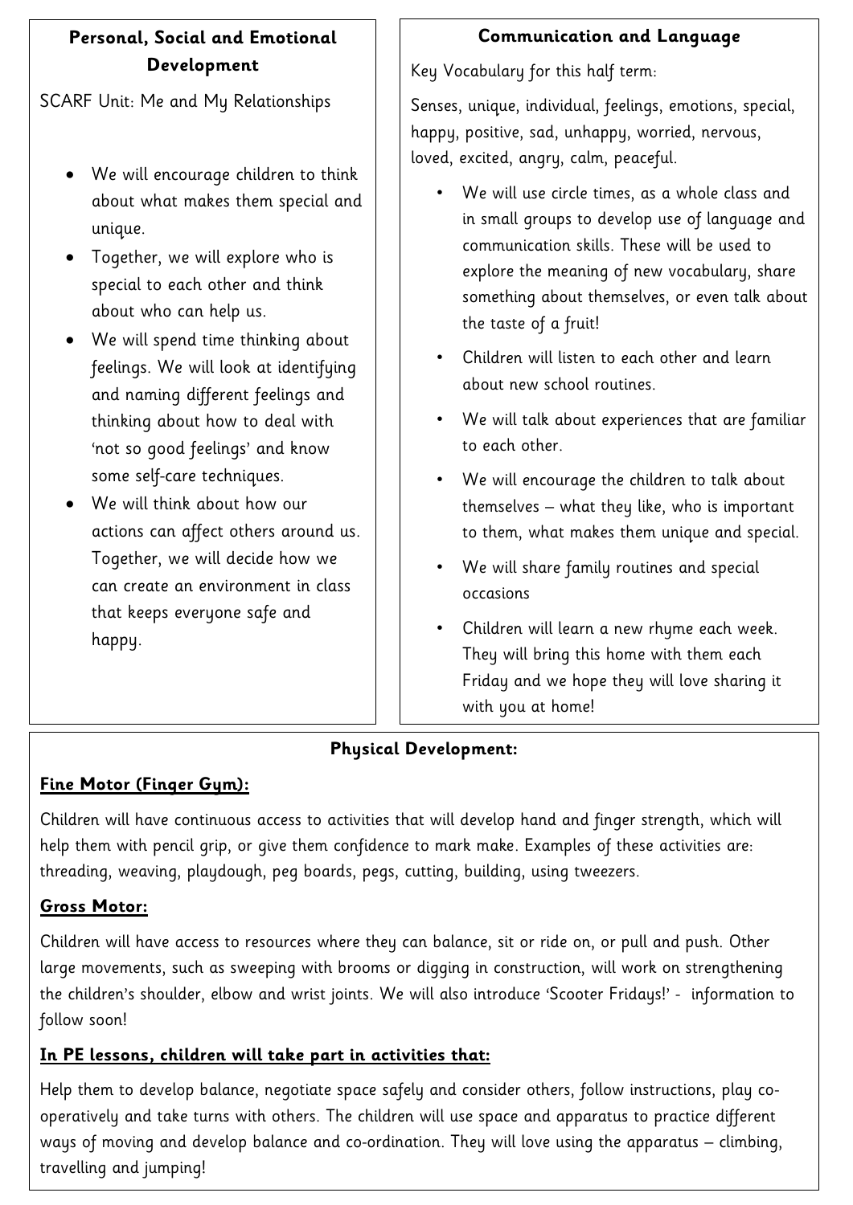## Personal, Social and Emotional Development

SCARF Unit: Me and My Relationships

- We will encourage children to think about what makes them special and unique.
- Together, we will explore who is special to each other and think about who can help us.
- We will spend time thinking about feelings. We will look at identifying and naming different feelings and thinking about how to deal with 'not so good feelings' and know some self-care techniques.
- We will think about how our actions can affect others around us. Together, we will decide how we can create an environment in class that keeps everyone safe and happy.

## Communication and Language

Key Vocabulary for this half term:

Senses, unique, individual, feelings, emotions, special, happy, positive, sad, unhappy, worried, nervous, loved, excited, angry, calm, peaceful.

- We will use circle times, as a whole class and in small groups to develop use of language and communication skills. These will be used to explore the meaning of new vocabulary, share something about themselves, or even talk about the taste of a fruit!
- Children will listen to each other and learn about new school routines.
- We will talk about experiences that are familiar to each other.
- We will encourage the children to talk about themselves – what they like, who is important to them, what makes them unique and special.
- We will share family routines and special occasions
- Children will learn a new rhyme each week. They will bring this home with them each Friday and we hope they will love sharing it with you at home!

## Physical Development:

**Fine Motor (Finger Gym):**

Children will have continuous access to activities that will develop hand and finger strength, which will help them with pencil grip, or give them confidence to mark make. Examples of these activities are: threading, weaving, playdough, peg boards, pegs, cutting, building, using tweezers.

**Gross Motor:**

Children will have access to resources where they can balance, sit or ride on, or pull and push. Other large movements, such as sweeping with brooms or digging in construction, will work on strengthening the children's shoulder, elbow and wrist joints. We will also introduce 'Scooter Fridays!' - information to follow soon!

**In PE lessons, children will take part in activities that:**

Help them to develop balance, negotiate space safely and consider others, follow instructions, play co-operatively and take turns with others. The children will use space and apparatus to practice different ways of moving and develop balance and co-ordination. They will love using the apparatus – climbing, travelling and jumping!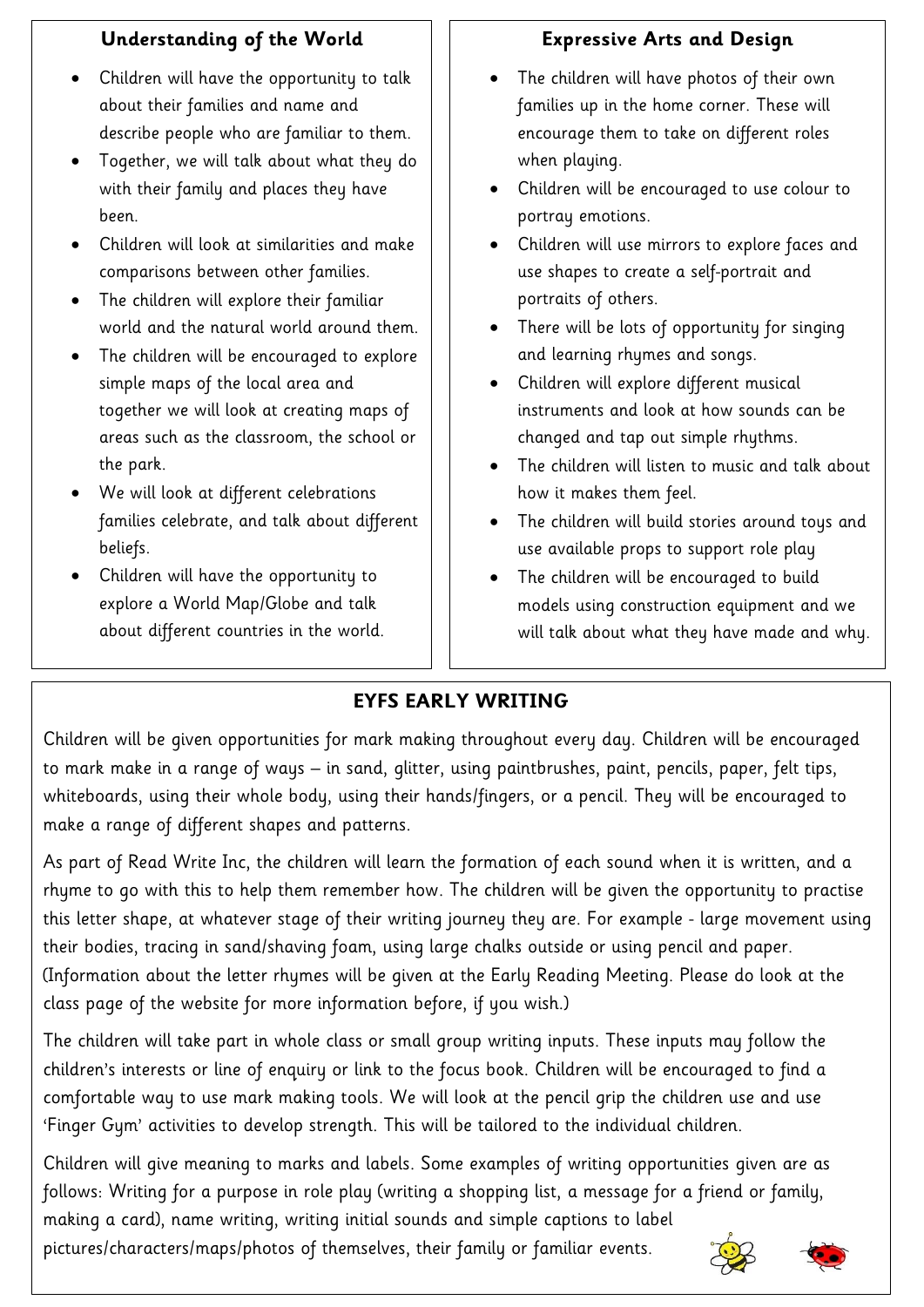## Understanding of the World

- Children will have the opportunity to talk about their families and name and describe people who are familiar to them.
- Together, we will talk about what they do with their family and places they have been.
- Children will look at similarities and make comparisons between other families.
- The children will explore their familiar world and the natural world around them.
- The children will be encouraged to explore simple maps of the local area and together we will look at creating maps of areas such as the classroom, the school or the park.
- We will look at different celebrations families celebrate, and talk about different beliefs.
- Children will have the opportunity to explore a World Map/Globe and talk about different countries in the world.

## Expressive Arts and Design

- The children will have photos of their own families up in the home corner. These will encourage them to take on different roles when playing.
- Children will be encouraged to use colour to portray emotions.
- Children will use mirrors to explore faces and use shapes to create a self-portrait and portraits of others.
- There will be lots of opportunity for singing and learning rhymes and songs.
- Children will explore different musical instruments and look at how sounds can be changed and tap out simple rhythms.
- The children will listen to music and talk about how it makes them feel.
- The children will build stories around toys and use available props to support role play
- The children will be encouraged to build models using construction equipment and we will talk about what they have made and why.

## EYFS EARLY WRITING

Children will be given opportunities for mark making throughout every day. Children will be encouraged to mark make in a range of ways – in sand, glitter, using paintbrushes, paint, pencils, paper, felt tips, whiteboards, using their whole body, using their hands/fingers, or a pencil. They will be encouraged to make a range of different shapes and patterns.

As part of Read Write Inc, the children will learn the formation of each sound when it is written, and a rhyme to go with this to help them remember how. The children will be given the opportunity to practise this letter shape, at whatever stage of their writing journey they are. For example - large movement using their bodies, tracing in sand/shaving foam, using large chalks outside or using pencil and paper. (Information about the letter rhymes will be given at the Early Reading Meeting. Please do look at the class page of the website for more information before, if you wish.)

The children will take part in whole class or small group writing inputs. These inputs may follow the children's interests or line of enquiry or link to the focus book. Children will be encouraged to find a comfortable way to use mark making tools. We will look at the pencil grip the children use and use 'Finger Gym' activities to develop strength. This will be tailored to the individual children.

Children will give meaning to marks and labels. Some examples of writing opportunities given are as follows: Writing for a purpose in role play (writing a shopping list, a message for a friend or family, making a card), name writing, writing initial sounds and simple captions to label pictures/characters/maps/photos of themselves, their family or familiar events.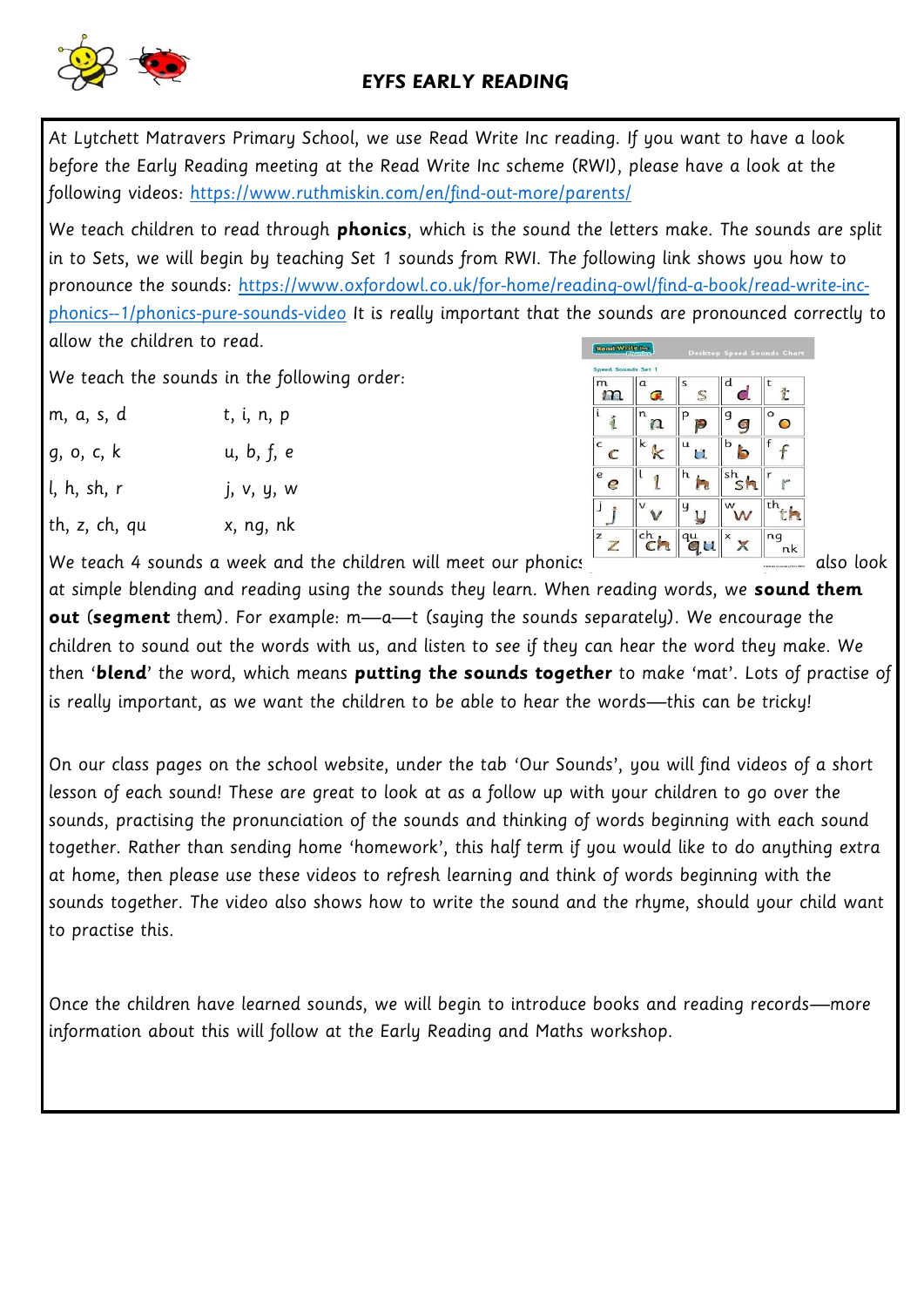# EYFS EARLY READING

At Lytchett Matravers Primary School, we use Read Write Inc reading. If you want to have a look before the Early Reading meeting at the Read Write Inc scheme (RWI), please have a look at the following videos: https://www.ruthmiskin.com/en/find-out-more/parents/

We teach children to read through **phonics**, which is the sound the letters make. The sounds are split in to Sets, we will begin by teaching Set 1 sounds from RWI. The following link shows you how to pronounce the sounds: https://www.oxfordowl.co.uk/for-home/reading-owl/find-a-book/read-write-inc-phonics--1/phonics-pure-sounds-video It is really important that the sounds are pronounced correctly to allow the children to read.

We teach the sounds in the following order:

| | |
|---|---|
| m, a, s, d | t, i, n, p |
| g, o, c, k | u, b, f, e |
| l, h, sh, r | j, v, y, w |
| th, z, ch, qu | x, ng, nk |

We teach 4 sounds a week and the children will meet our phonics also look at simple blending and reading using the sounds they learn. When reading words, we **sound them out** (**segment** them). For example: m—a—t (saying the sounds separately). We encourage the children to sound out the words with us, and listen to see if they can hear the word they make. We then '**blend**' the word, which means **putting the sounds together** to make 'mat'. Lots of practise of is really important, as we want the children to be able to hear the words—this can be tricky!

On our class pages on the school website, under the tab 'Our Sounds', you will find videos of a short lesson of each sound! These are great to look at as a follow up with your children to go over the sounds, practising the pronunciation of the sounds and thinking of words beginning with each sound together. Rather than sending home 'homework', this half term if you would like to do anything extra at home, then please use these videos to refresh learning and think of words beginning with the sounds together. The video also shows how to write the sound and the rhyme, should your child want to practise this.

Once the children have learned sounds, we will begin to introduce books and reading records—more information about this will follow at the Early Reading and Maths workshop.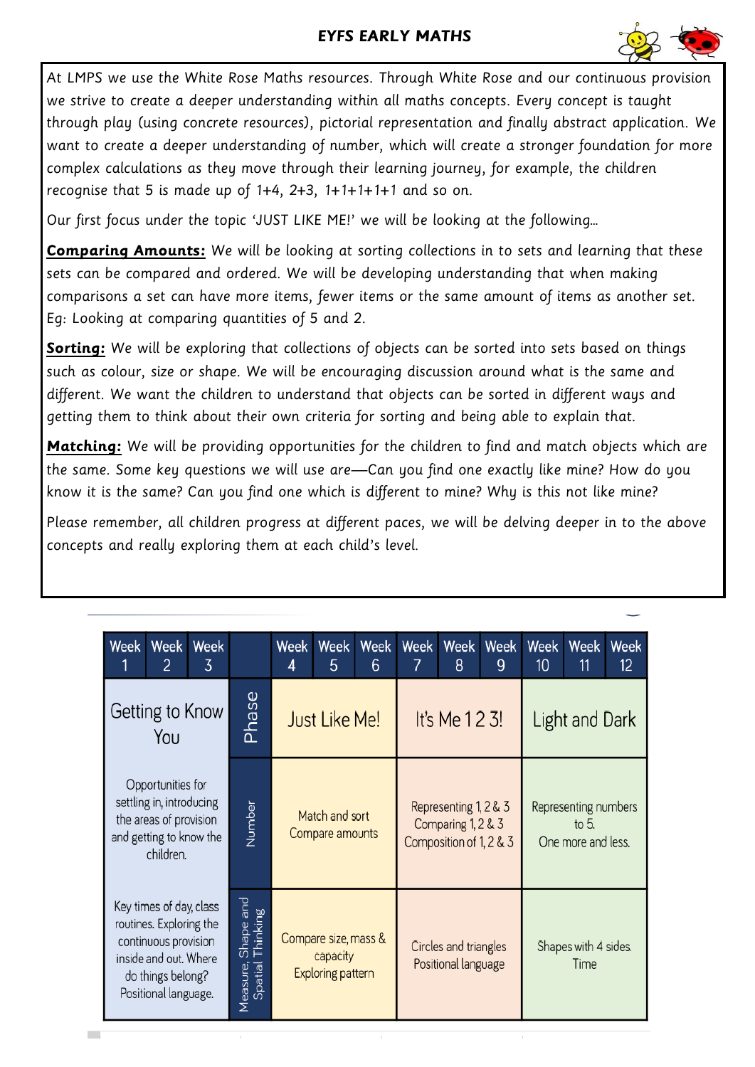# EYFS EARLY MATHS

At LMPS we use the White Rose Maths resources. Through White Rose and our continuous provision we strive to create a deeper understanding within all maths concepts. Every concept is taught through play (using concrete resources), pictorial representation and finally abstract application. We want to create a deeper understanding of number, which will create a stronger foundation for more complex calculations as they move through their learning journey, for example, the children recognise that 5 is made up of 1+4, 2+3, 1+1+1+1+1 and so on.

Our first focus under the topic 'JUST LIKE ME!' we will be looking at the following…

**Comparing Amounts:** We will be looking at sorting collections in to sets and learning that these sets can be compared and ordered. We will be developing understanding that when making comparisons a set can have more items, fewer items or the same amount of items as another set. Eg: Looking at comparing quantities of 5 and 2.

**Sorting:** We will be exploring that collections of objects can be sorted into sets based on things such as colour, size or shape. We will be encouraging discussion around what is the same and different. We want the children to understand that objects can be sorted in different ways and getting them to think about their own criteria for sorting and being able to explain that.

**Matching:** We will be providing opportunities for the children to find and match objects which are the same. Some key questions we will use are—Can you find one exactly like mine? How do you know it is the same? Can you find one which is different to mine? Why is this not like mine?

Please remember, all children progress at different paces, we will be delving deeper in to the above concepts and really exploring them at each child's level.

| Week 1 | Week 2 | Week 3 | | Week 4 | Week 5 | Week 6 | Week 7 | Week 8 | Week 9 | Week 10 | Week 11 | Week 12 |
|---|---|---|---|---|---|---|---|---|---|---|---|---|
| Getting to Know You | | | Phase | Just Like Me! | | | It's Me 1 2 3! | | | Light and Dark | | |
| Opportunities for settling in, introducing the areas of provision and getting to know the children. | | | Number | Match and sort<br>Compare amounts | | | Representing 1, 2 & 3<br>Comparing 1, 2 & 3<br>Composition of 1, 2 & 3 | | | Representing numbers to 5.<br>One more and less. | | |
| Key times of day, class routines. Exploring the continuous provision inside and out. Where do things belong? Positional language. | | | Measure, Shape and Spatial Thinking | Compare size, mass & capacity<br>Exploring pattern | | | Circles and triangles<br>Positional language | | | Shapes with 4 sides.<br>Time | | |